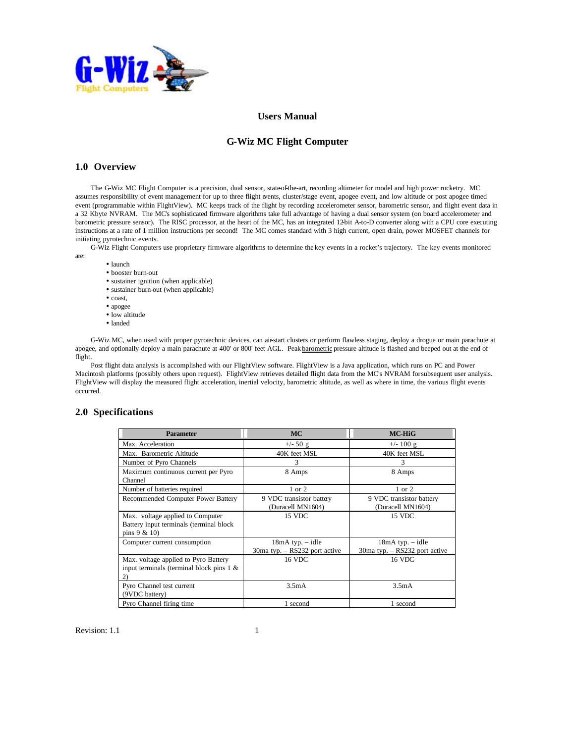# Users Manual

# G-Wiz MC Flight Computer

## 1.0 Overview

The G-Wiz MC Flight Computer is a precision, dual sensor, state-of-the-art, recording altimeter for model and high power rocketry. MC assumes responsibility of event management for up to three flight events, cluster/stage event, apogee event, and low altitude or post apogee timed event (programmable within FlightView). MC keeps track of the flight by recording accelerometer sensor, barometric sensor, and flight event data in a 32 Kbyte NVRAM. The MC's sophisticated firmware algorithms take full advantage of having a dual sensor system (on board accelerometer and barometric pressure sensor). The RISC processor, at the heart of the MC, has an integrated 12-bit A-to-D converter along with a CPU core executing instructions at a rate of 1 million instructions per second! The MC comes standard with 3 high current, open drain, power MOSFET channels for initiating pyrotechnic events.

G-Wiz Flight Computers use proprietary firmware algorithms to determine the key events in a rocket's trajectory. The key events monitored are:

- launch
- booster burn-out
- sustainer ignition (when applicable)
- sustainer burn-out (when applicable)
- coast,
- apogee
- low altitude
- landed

G-Wiz MC, when used with proper pyrotechnic devices, can air-start clusters or perform flawless staging, deploy a drogue or main parachute at apogee, and optionally deploy a main parachute at 400' or 800' feet AGL. Peak barometric pressure altitude is flashed and beeped out at the end of flight.

Post flight data analysis is accomplished with our FlightView software. FlightView is a Java application, which runs on PC and Power Macintosh platforms (possibly others upon request). FlightView retrieves detailed flight data from the MC's NVRAM for subsequent user analysis. FlightView will display the measured flight acceleration, inertial velocity, barometric altitude, as well as where in time, the various flight events occurred.

## 2.0 Specifications

| Parameter | MC | MC-HiG |
|---|---|---|
| Max. Acceleration | +/- 50 g | +/- 100 g |
| Max. Barometric Altitude | 40K feet MSL | 40K feet MSL |
| Number of Pyro Channels | 3 | 3 |
| Maximum continuous current per Pyro Channel | 8 Amps | 8 Amps |
| Number of batteries required | 1 or 2 | 1 or 2 |
| Recommended Computer Power Battery | 9 VDC transistor battery (Duracell MN1604) | 9 VDC transistor battery (Duracell MN1604) |
| Max. voltage applied to Computer Battery input terminals (terminal block pins 9 & 10) | 15 VDC | 15 VDC |
| Computer current consumption | 18mA typ. – idle<br>30ma typ. – RS232 port active | 18mA typ. – idle<br>30ma typ. – RS232 port active |
| Max. voltage applied to Pyro Battery input terminals (terminal block pins 1 & 2) | 16 VDC | 16 VDC |
| Pyro Channel test current (9VDC battery) | 3.5mA | 3.5mA |
| Pyro Channel firing time | 1 second | 1 second |

Revision: 1.1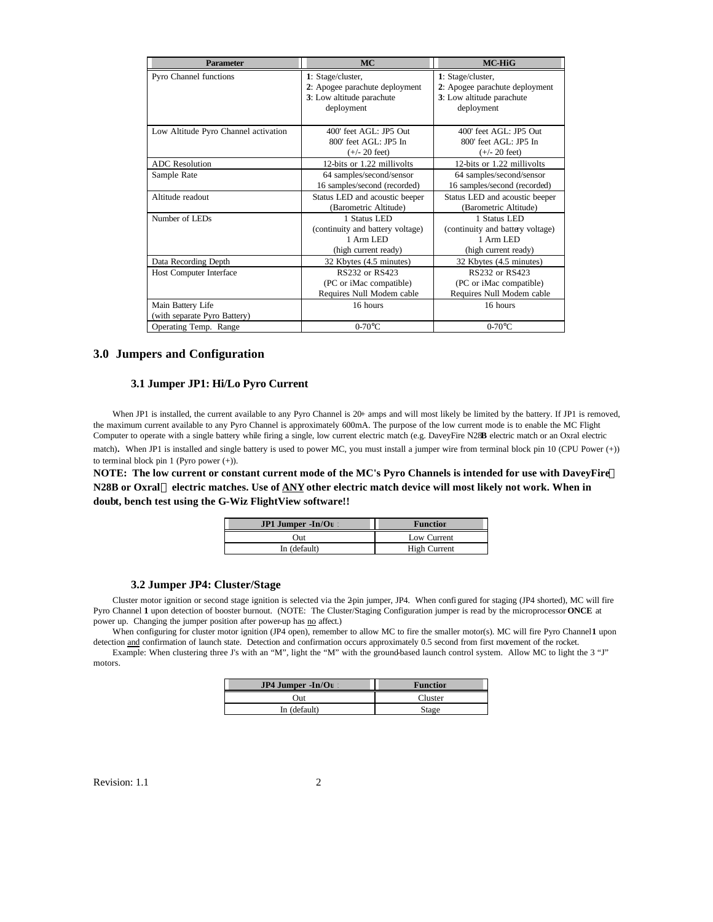| Parameter | MC | MC-HiG |
| --- | --- | --- |
| Pyro Channel functions | **1**: Stage/cluster,<br>**2**: Apogee parachute deployment<br>**3**: Low altitude parachute deployment | **1**: Stage/cluster,<br>**2**: Apogee parachute deployment<br>**3**: Low altitude parachute deployment |
| Low Altitude Pyro Channel activation | 400' feet AGL: JP5 Out<br>800' feet AGL: JP5 In<br>(+/- 20 feet) | 400' feet AGL: JP5 Out<br>800' feet AGL: JP5 In<br>(+/- 20 feet) |
| ADC Resolution | 12-bits or 1.22 millivolts | 12-bits or 1.22 millivolts |
| Sample Rate | 64 samples/second/sensor<br>16 samples/second (recorded) | 64 samples/second/sensor<br>16 samples/second (recorded) |
| Altitude readout | Status LED and acoustic beeper<br>(Barometric Altitude) | Status LED and acoustic beeper<br>(Barometric Altitude) |
| Number of LEDs | 1 Status LED<br>(continuity and battery voltage)<br>1 Arm LED<br>(high current ready) | 1 Status LED<br>(continuity and battery voltage)<br>1 Arm LED<br>(high current ready) |
| Data Recording Depth | 32 Kbytes (4.5 minutes) | 32 Kbytes (4.5 minutes) |
| Host Computer Interface | RS232 or RS423<br>(PC or iMac compatible)<br>Requires Null Modem cable | RS232 or RS423<br>(PC or iMac compatible)<br>Requires Null Modem cable |
| Main Battery Life<br>(with separate Pyro Battery) | 16 hours | 16 hours |
| Operating Temp. Range | 0-70°C | 0-70°C |

## 3.0 Jumpers and Configuration

### 3.1 Jumper JP1: Hi/Lo Pyro Current

When JP1 is installed, the current available to any Pyro Channel is 20+ amps and will most likely be limited by the battery. If JP1 is removed, the maximum current available to any Pyro Channel is approximately 600mA. The purpose of the low current mode is to enable the MC Flight Computer to operate with a single battery while firing a single, low current electric match (e.g. DaveyFire N28B electric match or an Oxral electric match). When JP1 is installed and single battery is used to power MC, you must install a jumper wire from terminal block pin 10 (CPU Power (+)) to terminal block pin 1 (Pyro power (+)).

**NOTE: The low current or constant current mode of the MC's Pyro Channels is intended for use with DaveyFire N28B or Oxral electric matches. Use of <u>ANY</u> other electric match device will most likely not work. When in doubt, bench test using the G-Wiz FlightView software!!**

| JP1 Jumper -In/Out | Function |
| --- | --- |
| Out | Low Current |
| In (default) | High Current |

### 3.2 Jumper JP4: Cluster/Stage

Cluster motor ignition or second stage ignition is selected via the 2-pin jumper, JP4. When configured for staging (JP4 shorted), MC will fire Pyro Channel **1** upon detection of booster burnout. (NOTE: The Cluster/Staging Configuration jumper is read by the microprocessor **ONCE** at power up. Changing the jumper position after power-up has <u>no</u> affect.)

When configuring for cluster motor ignition (JP4 open), remember to allow MC to fire the smaller motor(s). MC will fire Pyro Channel **1** upon detection <u>and</u> confirmation of launch state. Detection and confirmation occurs approximately 0.5 second from first movement of the rocket.

Example: When clustering three J's with an "M", light the "M" with the ground-based launch control system. Allow MC to light the 3 "J" motors.

| JP4 Jumper -In/Out | Function |
| --- | --- |
| Out | Cluster |
| In (default) | Stage |

Revision: 1.1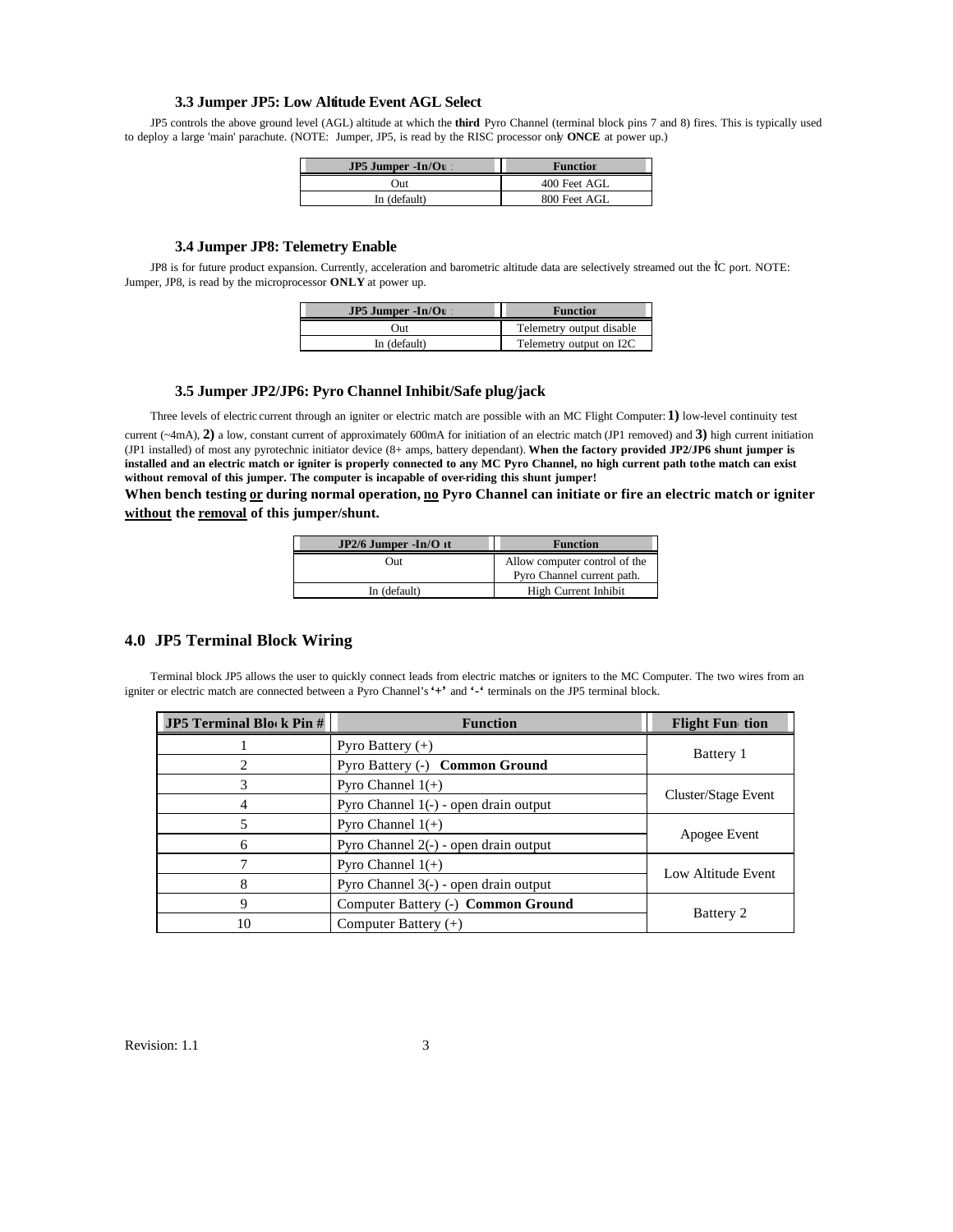### 3.3 Jumper JP5: Low Altitude Event AGL Select

JP5 controls the above ground level (AGL) altitude at which the **third** Pyro Channel (terminal block pins 7 and 8) fires. This is typically used to deploy a large 'main' parachute. (NOTE: Jumper, JP5, is read by the RISC processor only **ONCE** at power up.)

| JP5 Jumper -In/Out | Function |
|---|---|
| Out | 400 Feet AGL |
| In (default) | 800 Feet AGL |

### 3.4 Jumper JP8: Telemetry Enable

JP8 is for future product expansion. Currently, acceleration and barometric altitude data are selectively streamed out the I²C port. NOTE: Jumper, JP8, is read by the microprocessor **ONLY** at power up.

| JP5 Jumper -In/Out | Function |
|---|---|
| Out | Telemetry output disable |
| In (default) | Telemetry output on I2C |

### 3.5 Jumper JP2/JP6: Pyro Channel Inhibit/Safe plug/jack

Three levels of electric current through an igniter or electric match are possible with an MC Flight Computer: **1)** low-level continuity test current (~4mA), **2)** a low, constant current of approximately 600mA for initiation of an electric match (JP1 removed) and **3)** high current initiation (JP1 installed) of most any pyrotechnic initiator device (8+ amps, battery dependant). **When the factory provided JP2/JP6 shunt jumper is installed and an electric match or igniter is properly connected to any MC Pyro Channel, no high current path to the match can exist without removal of this jumper. The computer is incapable of over-riding this shunt jumper!**

**When bench testing <u>or</u> during normal operation, <u>no</u> Pyro Channel can initiate or fire an electric match or igniter <u>without</u> the <u>removal</u> of this jumper/shunt.**

| JP2/6 Jumper -In/Out | Function |
|---|---|
| Out | Allow computer control of the Pyro Channel current path. |
| In (default) | High Current Inhibit |

## 4.0 JP5 Terminal Block Wiring

Terminal block JP5 allows the user to quickly connect leads from electric matches or igniters to the MC Computer. The two wires from an igniter or electric match are connected between a Pyro Channel's **'+'** and **'-'** terminals on the JP5 terminal block.

| JP5 Terminal Block Pin # | Function | Flight Function |
|---|---|---|
| 1 | Pyro Battery (+) | Battery 1 |
| 2 | Pyro Battery (-) **Common Ground** | |
| 3 | Pyro Channel 1(+) | Cluster/Stage Event |
| 4 | Pyro Channel 1(-) - open drain output | |
| 5 | Pyro Channel 1(+) | Apogee Event |
| 6 | Pyro Channel 2(-) - open drain output | |
| 7 | Pyro Channel 1(+) | Low Altitude Event |
| 8 | Pyro Channel 3(-) - open drain output | |
| 9 | Computer Battery (-) **Common Ground** | Battery 2 |
| 10 | Computer Battery (+) | |

Revision: 1.1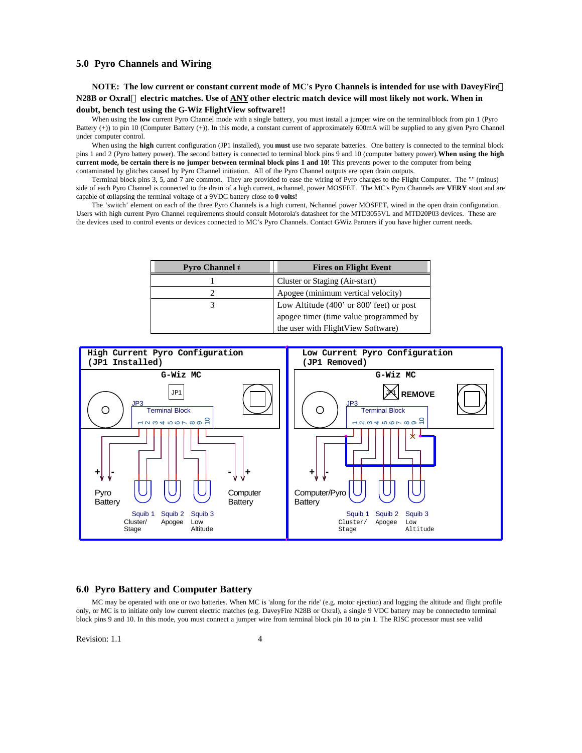## 5.0 Pyro Channels and Wiring

**NOTE: The low current or constant current mode of MC's Pyro Channels is intended for use with DaveyFire N28B or Oxral electric matches. Use of <u>ANY</u> other electric match device will most likely not work. When in doubt, bench test using the G-Wiz FlightView software!!**

When using the **low** current Pyro Channel mode with a single battery, you must install a jumper wire on the terminal block from pin 1 (Pyro Battery (+)) to pin 10 (Computer Battery (+)). In this mode, a constant current of approximately 600mA will be supplied to any given Pyro Channel under computer control.

When using the **high** current configuration (JP1 installed), you **must** use two separate batteries. One battery is connected to the terminal block pins 1 and 2 (Pyro battery power). The second battery is connected to terminal block pins 9 and 10 (computer battery power). **When using the high current mode, be certain there is no jumper between terminal block pins 1 and 10!** This prevents power to the computer from being contaminated by glitches caused by Pyro Channel initiation. All of the Pyro Channel outputs are open drain outputs.

Terminal block pins 3, 5, and 7 are common. They are provided to ease the wiring of Pyro charges to the Flight Computer. The "-" (minus) side of each Pyro Channel is connected to the drain of a high current, n-channel, power MOSFET. The MC's Pyro Channels are **VERY** stout and are capable of collapsing the terminal voltage of a 9VDC battery close to **0 volts!**

The 'switch' element on each of the three Pyro Channels is a high current, N-channel power MOSFET, wired in the open drain configuration. Users with high current Pyro Channel requirements should consult Motorola's datasheet for the MTD3055VL and MTD20P03 devices. These are the devices used to control events or devices connected to MC's Pyro Channels. Contact G-Wiz Partners if you have higher current needs.

| Pyro Channel # | Fires on Flight Event |
|---|---|
| 1 | Cluster or Staging (Air-start) |
| 2 | Apogee (minimum vertical velocity) |
| 3 | Low Altitude (400' or 800' feet) or post apogee timer (time value programmed by the user with FlightView Software) |

**High Current Pyro Configuration (JP1 Installed)** — G-Wiz MC, JP1, JP3, Terminal Block 1–10; Pyro Battery (+ -), Computer Battery (- +); Squib 1 Cluster/Stage, Squib 2 Apogee, Squib 3 Low Altitude

**Low Current Pyro Configuration (JP1 Removed)** — G-Wiz MC, JP1 REMOVE, JP3, Terminal Block 1–10; Computer/Pyro Battery (+ -); Squib 1 Cluster/Stage, Squib 2 Apogee, Squib 3 Low Altitude

## 6.0 Pyro Battery and Computer Battery

MC may be operated with one or two batteries. When MC is 'along for the ride' (e.g. motor ejection) and logging the altitude and flight profile only, or MC is to initiate only low current electric matches (e.g. DaveyFire N28B or Oxral), a single 9 VDC battery may be connected to terminal block pins 9 and 10. In this mode, you must connect a jumper wire from terminal block pin 10 to pin 1. The RISC processor must see valid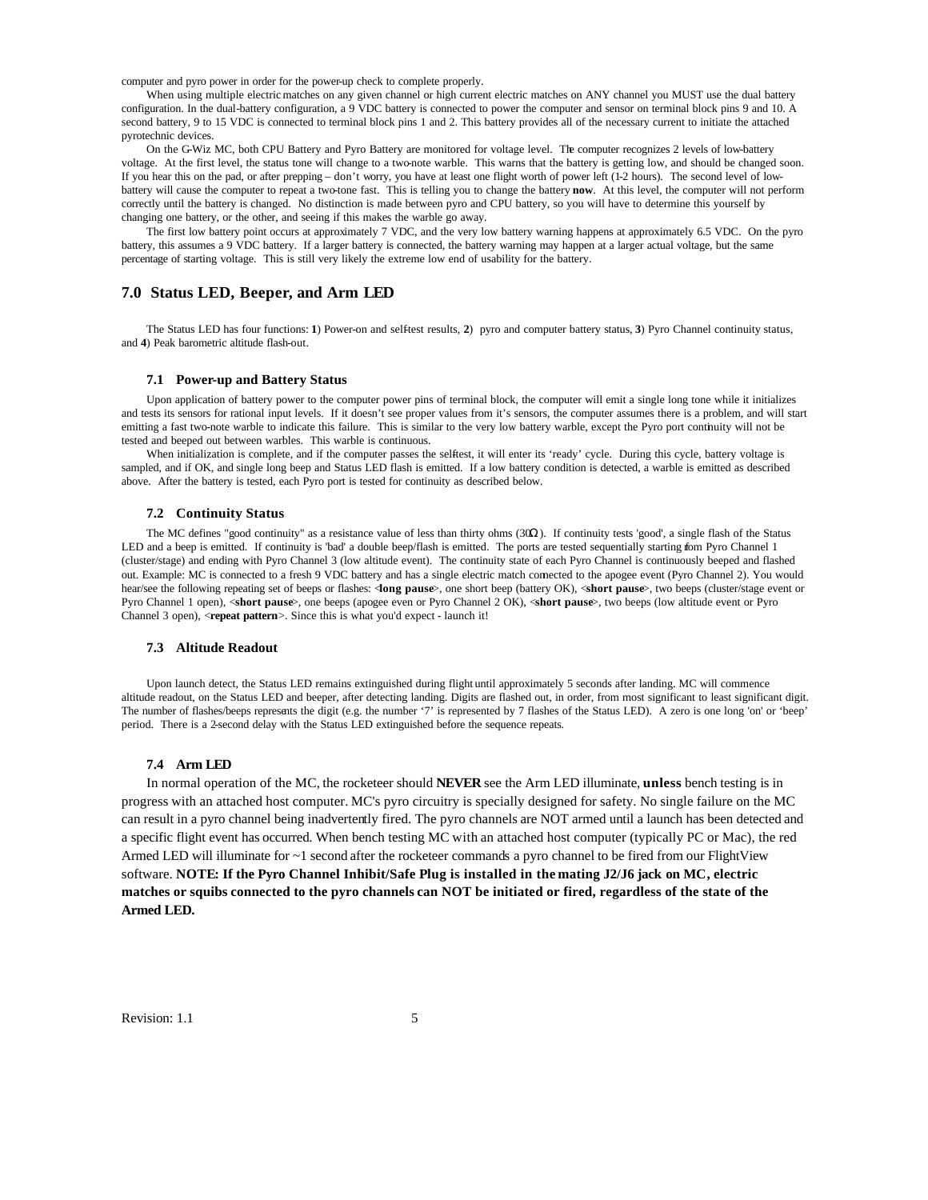computer and pyro power in order for the power-up check to complete properly.

When using multiple electric matches on any given channel or high current electric matches on ANY channel you MUST use the dual battery configuration. In the dual-battery configuration, a 9 VDC battery is connected to power the computer and sensor on terminal block pins 9 and 10. A second battery, 9 to 15 VDC is connected to terminal block pins 1 and 2. This battery provides all of the necessary current to initiate the attached pyrotechnic devices.

On the G-Wiz MC, both CPU Battery and Pyro Battery are monitored for voltage level. The computer recognizes 2 levels of low-battery voltage. At the first level, the status tone will change to a two-note warble. This warns that the battery is getting low, and should be changed soon. If you hear this on the pad, or after prepping – don't worry, you have at least one flight worth of power left (1-2 hours). The second level of low-battery will cause the computer to repeat a two-tone fast. This is telling you to change the battery **now**. At this level, the computer will not perform correctly until the battery is changed. No distinction is made between pyro and CPU battery, so you will have to determine this yourself by changing one battery, or the other, and seeing if this makes the warble go away.

The first low battery point occurs at approximately 7 VDC, and the very low battery warning happens at approximately 6.5 VDC. On the pyro battery, this assumes a 9 VDC battery. If a larger battery is connected, the battery warning may happen at a larger actual voltage, but the same percentage of starting voltage. This is still very likely the extreme low end of usability for the battery.

## 7.0 Status LED, Beeper, and Arm LED

The Status LED has four functions: **1**) Power-on and self-test results, **2**) pyro and computer battery status, **3**) Pyro Channel continuity status, and **4**) Peak barometric altitude flash-out.

### 7.1 Power-up and Battery Status

Upon application of battery power to the computer power pins of terminal block, the computer will emit a single long tone while it initializes and tests its sensors for rational input levels. If it doesn't see proper values from it's sensors, the computer assumes there is a problem, and will start emitting a fast two-note warble to indicate this failure. This is similar to the very low battery warble, except the Pyro port continuity will not be tested and beeped out between warbles. This warble is continuous.

When initialization is complete, and if the computer passes the self-test, it will enter its 'ready' cycle. During this cycle, battery voltage is sampled, and if OK, and single long beep and Status LED flash is emitted. If a low battery condition is detected, a warble is emitted as described above. After the battery is tested, each Pyro port is tested for continuity as described below.

### 7.2 Continuity Status

The MC defines "good continuity" as a resistance value of less than thirty ohms (30Ω). If continuity tests 'good', a single flash of the Status LED and a beep is emitted. If continuity is 'bad' a double beep/flash is emitted. The ports are tested sequentially starting from Pyro Channel 1 (cluster/stage) and ending with Pyro Channel 3 (low altitude event). The continuity state of each Pyro Channel is continuously beeped and flashed out. Example: MC is connected to a fresh 9 VDC battery and has a single electric match connected to the apogee event (Pyro Channel 2). You would hear/see the following repeating set of beeps or flashes: <**long pause**>, one short beep (battery OK), <**short pause**>, two beeps (cluster/stage event or Pyro Channel 1 open), <**short pause**>, one beeps (apogee even or Pyro Channel 2 OK), <**short pause**>, two beeps (low altitude event or Pyro Channel 3 open), <**repeat pattern**>. Since this is what you'd expect - launch it!

### 7.3 Altitude Readout

Upon launch detect, the Status LED remains extinguished during flight until approximately 5 seconds after landing. MC will commence altitude readout, on the Status LED and beeper, after detecting landing. Digits are flashed out, in order, from most significant to least significant digit. The number of flashes/beeps represents the digit (e.g. the number '7' is represented by 7 flashes of the Status LED). A zero is one long 'on' or 'beep' period. There is a 2-second delay with the Status LED extinguished before the sequence repeats.

### 7.4 Arm LED

In normal operation of the MC, the rocketeer should **NEVER** see the Arm LED illuminate, **unless** bench testing is in progress with an attached host computer. MC's pyro circuitry is specially designed for safety. No single failure on the MC can result in a pyro channel being inadvertently fired. The pyro channels are NOT armed until a launch has been detected and a specific flight event has occurred. When bench testing MC with an attached host computer (typically PC or Mac), the red Armed LED will illuminate for ~1 second after the rocketeer commands a pyro channel to be fired from our FlightView software. **NOTE: If the Pyro Channel Inhibit/Safe Plug is installed in the mating J2/J6 jack on MC, electric matches or squibs connected to the pyro channels can NOT be initiated or fired, regardless of the state of the Armed LED.**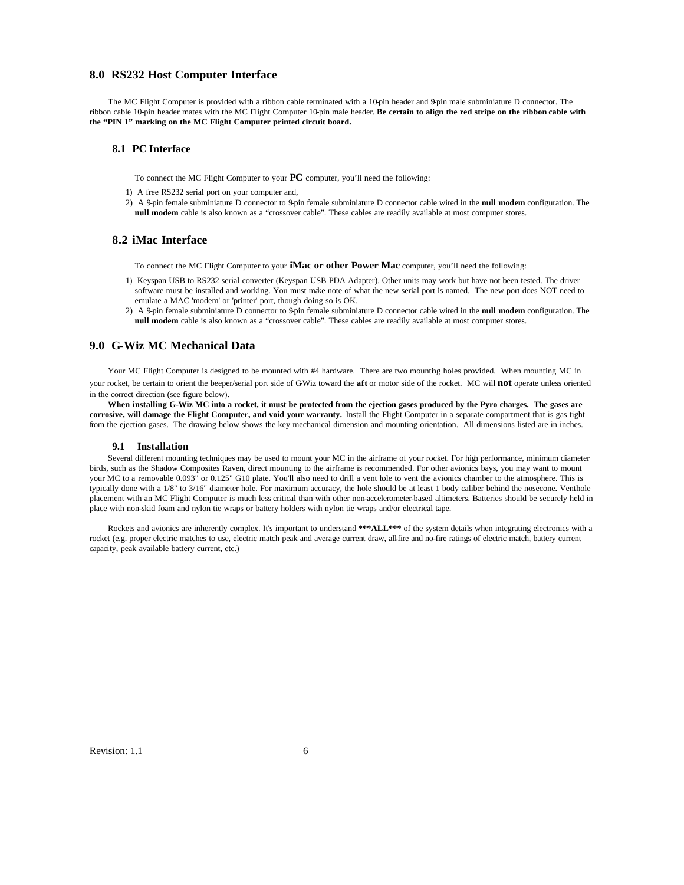## 8.0 RS232 Host Computer Interface

The MC Flight Computer is provided with a ribbon cable terminated with a 10-pin header and 9-pin male subminiature D connector. The ribbon cable 10-pin header mates with the MC Flight Computer 10-pin male header. **Be certain to align the red stripe on the ribbon cable with the "PIN 1" marking on the MC Flight Computer printed circuit board.**

### 8.1 PC Interface

To connect the MC Flight Computer to your **PC** computer, you'll need the following:

1) A free RS232 serial port on your computer and,
2) A 9-pin female subminiature D connector to 9-pin female subminiature D connector cable wired in the **null modem** configuration. The **null modem** cable is also known as a "crossover cable". These cables are readily available at most computer stores.

### 8.2 iMac Interface

To connect the MC Flight Computer to your **iMac or other Power Mac** computer, you'll need the following:

1) Keyspan USB to RS232 serial converter (Keyspan USB PDA Adapter). Other units may work but have not been tested. The driver software must be installed and working. You must make note of what the new serial port is named. The new port does NOT need to emulate a MAC 'modem' or 'printer' port, though doing so is OK.
2) A 9-pin female subminiature D connector to 9-pin female subminiature D connector cable wired in the **null modem** configuration. The **null modem** cable is also known as a "crossover cable". These cables are readily available at most computer stores.

## 9.0 G-Wiz MC Mechanical Data

Your MC Flight Computer is designed to be mounted with #4 hardware. There are two mounting holes provided. When mounting MC in your rocket, be certain to orient the beeper/serial port side of G-Wiz toward the **aft** or motor side of the rocket. MC will **not** operate unless oriented in the correct direction (see figure below).

**When installing G-Wiz MC into a rocket, it must be protected from the ejection gases produced by the Pyro charges. The gases are corrosive, will damage the Flight Computer, and void your warranty.** Install the Flight Computer in a separate compartment that is gas tight from the ejection gases. The drawing below shows the key mechanical dimension and mounting orientation. All dimensions listed are in inches.

### 9.1 Installation

Several different mounting techniques may be used to mount your MC in the airframe of your rocket. For high performance, minimum diameter birds, such as the Shadow Composites Raven, direct mounting to the airframe is recommended. For other avionics bays, you may want to mount your MC to a removable 0.093" or 0.125" G10 plate. You'll also need to drill a vent hole to vent the avionics chamber to the atmosphere. This is typically done with a 1/8" to 3/16" diameter hole. For maximum accuracy, the hole should be at least 1 body caliber behind the nosecone. Vent-hole placement with an MC Flight Computer is much less critical than with other non-accelerometer-based altimeters. Batteries should be securely held in place with non-skid foam and nylon tie wraps or battery holders with nylon tie wraps and/or electrical tape.

Rockets and avionics are inherently complex. It's important to understand **\*\*\*ALL\*\*\*** of the system details when integrating electronics with a rocket (e.g. proper electric matches to use, electric match peak and average current draw, all-fire and no-fire ratings of electric match, battery current capacity, peak available battery current, etc.)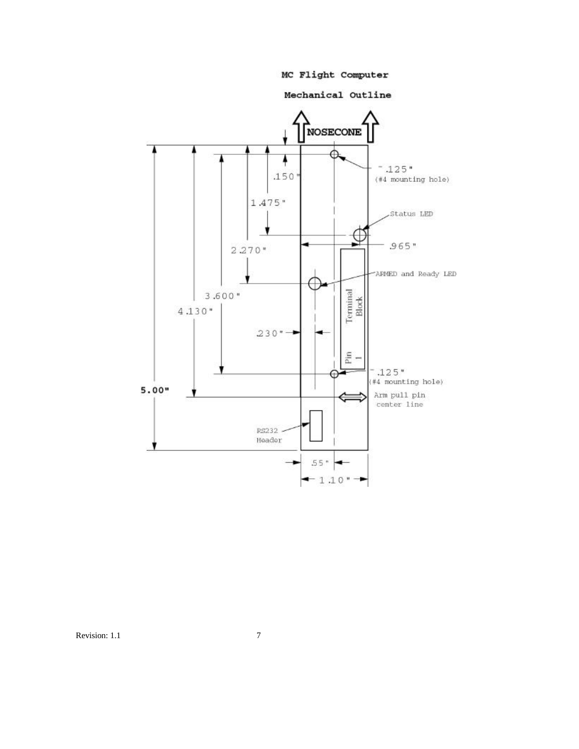MC Flight Computer

Mechanical Outline

NOSECONE

.150"

1.475"

2.270"

3.600"

4.130"

5.00"

.125" (#4 mounting hole)

Status LED

.965"

ARMED and Ready LED

Terminal Block

Pin 1

.230"

.125" (#4 mounting hole)

Arm pull pin center line

RS232 Header

.55"

1.10"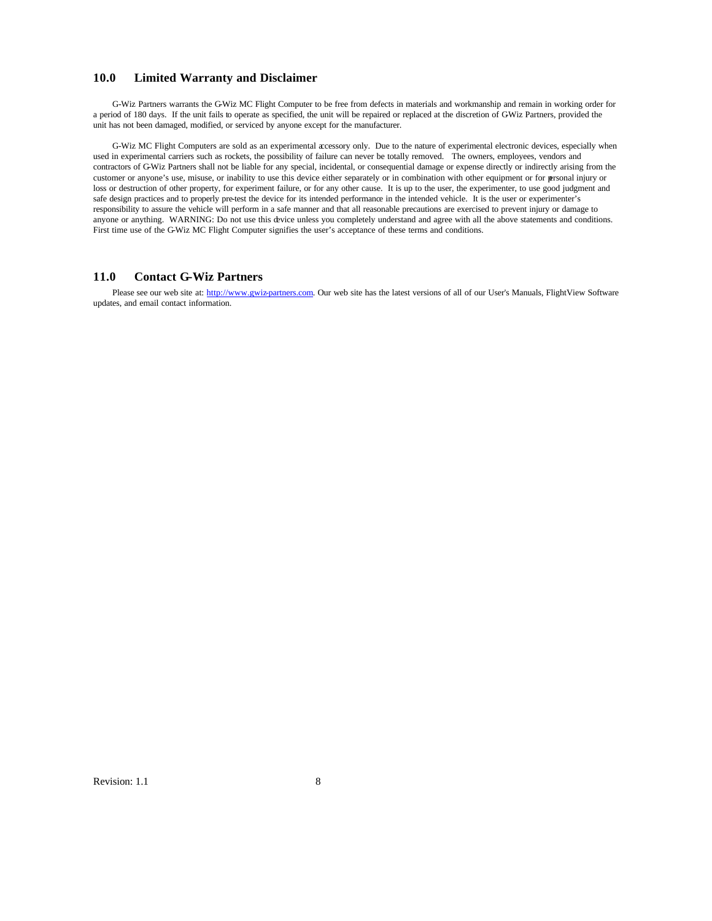## 10.0 Limited Warranty and Disclaimer

G-Wiz Partners warrants the G-Wiz MC Flight Computer to be free from defects in materials and workmanship and remain in working order for a period of 180 days. If the unit fails to operate as specified, the unit will be repaired or replaced at the discretion of G-Wiz Partners, provided the unit has not been damaged, modified, or serviced by anyone except for the manufacturer.

G-Wiz MC Flight Computers are sold as an experimental accessory only. Due to the nature of experimental electronic devices, especially when used in experimental carriers such as rockets, the possibility of failure can never be totally removed. The owners, employees, vendors and contractors of G-Wiz Partners shall not be liable for any special, incidental, or consequential damage or expense directly or indirectly arising from the customer or anyone's use, misuse, or inability to use this device either separately or in combination with other equipment or for personal injury or loss or destruction of other property, for experiment failure, or for any other cause. It is up to the user, the experimenter, to use good judgment and safe design practices and to properly pre-test the device for its intended performance in the intended vehicle. It is the user or experimenter's responsibility to assure the vehicle will perform in a safe manner and that all reasonable precautions are exercised to prevent injury or damage to anyone or anything. WARNING: Do not use this device unless you completely understand and agree with all the above statements and conditions. First time use of the G-Wiz MC Flight Computer signifies the user's acceptance of these terms and conditions.

## 11.0 Contact G-Wiz Partners

Please see our web site at: http://www.gwiz-partners.com. Our web site has the latest versions of all of our User's Manuals, FlightView Software updates, and email contact information.